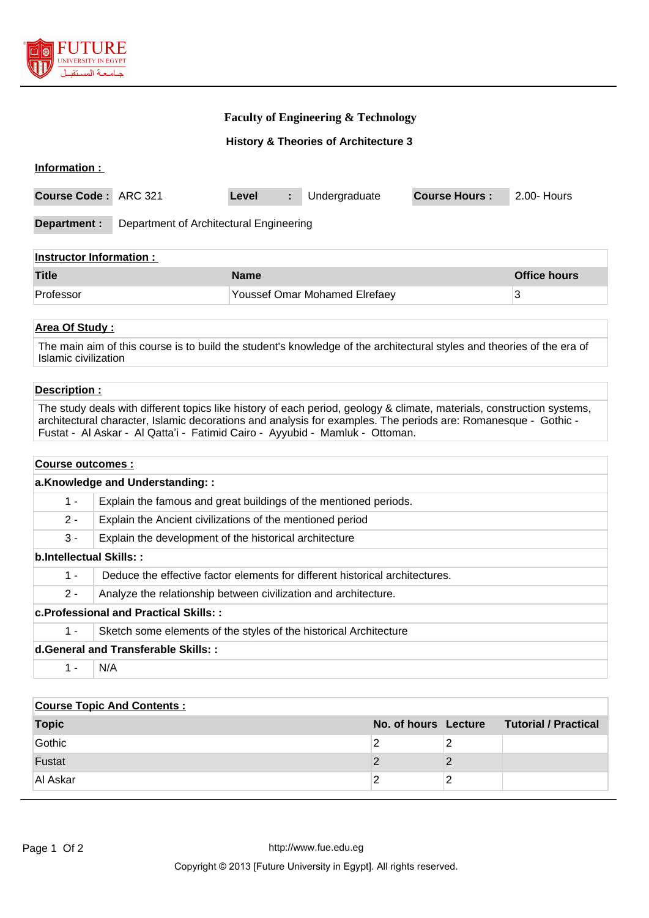# Faculty of Engineering & Technology

## History & Theories of Architecture 3

**Information :**

| **Course Code :** | ARC 321 | **Level** | **:** | Undergraduate | **Course Hours :** | 2.00- Hours |
|---|---|---|---|---|---|---|
| **Department :** | Department of Architectural Engineering | | | | | |

**Instructor Information :**

| Title | Name | Office hours |
|---|---|---|
| Professor | Youssef Omar Mohamed Elrefaey | 3 |

**Area Of Study :**

The main aim of this course is to build the student's knowledge of the architectural styles and theories of the era of Islamic civilization

**Description :**

The study deals with different topics like history of each period, geology & climate, materials, construction systems, architectural character, Islamic decorations and analysis for examples. The periods are: Romanesque - Gothic - Fustat - Al Askar - Al Qatta'i - Fatimid Cairo - Ayyubid - Mamluk - Ottoman.

**Course outcomes :**

**a.Knowledge and Understanding: :**

| | |
|---|---|
| 1 - | Explain the famous and great buildings of the mentioned periods. |
| 2 - | Explain the Ancient civilizations of the mentioned period |
| 3 - | Explain the development of the historical architecture |

**b.Intellectual Skills: :**

| | |
|---|---|
| 1 - | Deduce the effective factor elements for different historical architectures. |
| 2 - | Analyze the relationship between civilization and architecture. |

**c.Professional and Practical Skills: :**

| | |
|---|---|
| 1 - | Sketch some elements of the styles of the historical Architecture |

**d.General and Transferable Skills: :**

| | |
|---|---|
| 1 - | N/A |

**Course Topic And Contents :**

| Topic | No. of hours | Lecture | Tutorial / Practical |
|---|---|---|---|
| Gothic | 2 | 2 | |
| Fustat | 2 | 2 | |
| Al Askar | 2 | 2 | |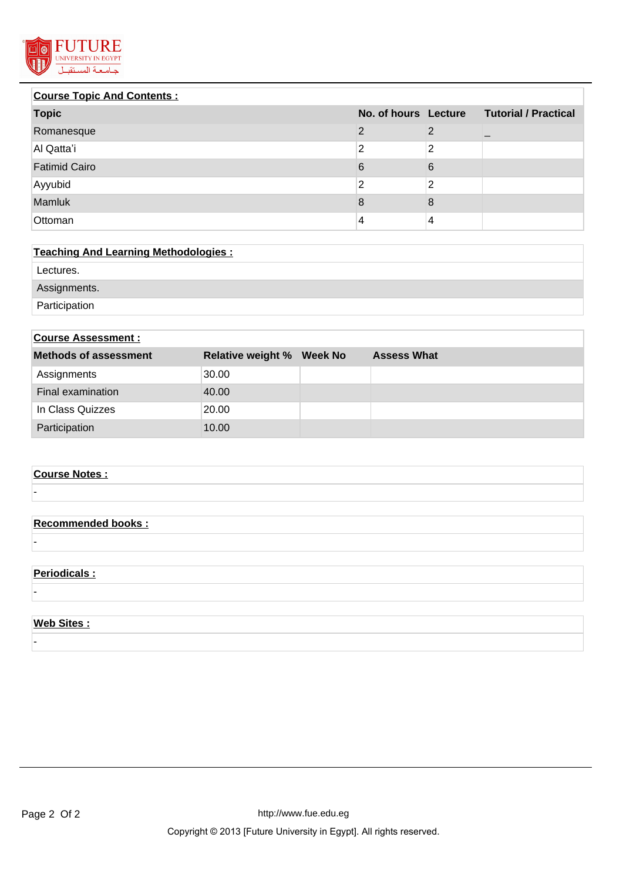## Course Topic And Contents :

| Topic | No. of hours | Lecture | Tutorial / Practical |
|---|---|---|---|
| Romanesque | 2 | 2 | _ |
| Al Qatta'i | 2 | 2 | |
| Fatimid Cairo | 6 | 6 | |
| Ayyubid | 2 | 2 | |
| Mamluk | 8 | 8 | |
| Ottoman | 4 | 4 | |

## Teaching And Learning Methodologies :

Lectures.

Assignments.

Participation

## Course Assessment :

| Methods of assessment | Relative weight % | Week No | Assess What |
|---|---|---|---|
| Assignments | 30.00 | | |
| Final examination | 40.00 | | |
| In Class Quizzes | 20.00 | | |
| Participation | 10.00 | | |

## Course Notes :

-

## Recommended books :

-

## Periodicals :

-

## Web Sites :

-